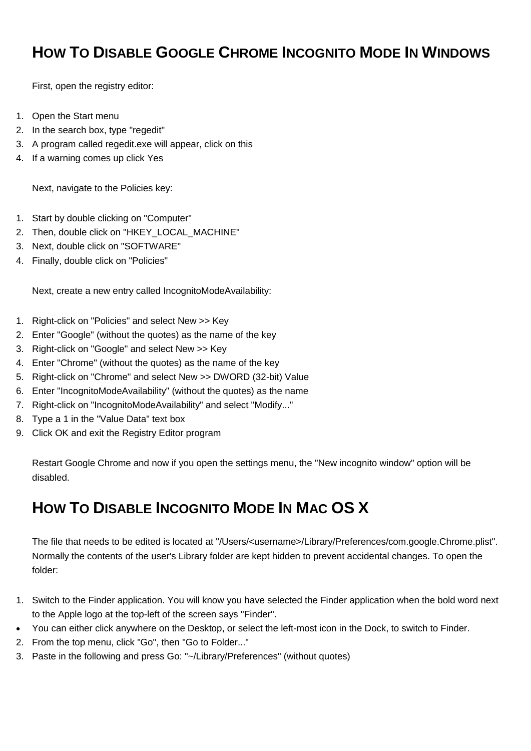## How To Disable Google Chrome Incognito Mode In Windows

First, open the registry editor:

1. Open the Start menu
2. In the search box, type "regedit"
3. A program called regedit.exe will appear, click on this
4. If a warning comes up click Yes

Next, navigate to the Policies key:

1. Start by double clicking on "Computer"
2. Then, double click on "HKEY_LOCAL_MACHINE"
3. Next, double click on "SOFTWARE"
4. Finally, double click on "Policies"

Next, create a new entry called IncognitoModeAvailability:

1. Right-click on "Policies" and select New >> Key
2. Enter "Google" (without the quotes) as the name of the key
3. Right-click on "Google" and select New >> Key
4. Enter "Chrome" (without the quotes) as the name of the key
5. Right-click on "Chrome" and select New >> DWORD (32-bit) Value
6. Enter "IncognitoModeAvailability" (without the quotes) as the name
7. Right-click on "IncognitoModeAvailability" and select "Modify..."
8. Type a 1 in the "Value Data" text box
9. Click OK and exit the Registry Editor program

Restart Google Chrome and now if you open the settings menu, the "New incognito window" option will be disabled.

## How To Disable Incognito Mode In Mac OS X

The file that needs to be edited is located at "/Users/<username>/Library/Preferences/com.google.Chrome.plist". Normally the contents of the user's Library folder are kept hidden to prevent accidental changes. To open the folder:

1. Switch to the Finder application. You will know you have selected the Finder application when the bold word next to the Apple logo at the top-left of the screen says "Finder".
   - You can either click anywhere on the Desktop, or select the left-most icon in the Dock, to switch to Finder.
2. From the top menu, click "Go", then "Go to Folder..."
3. Paste in the following and press Go: "~/Library/Preferences" (without quotes)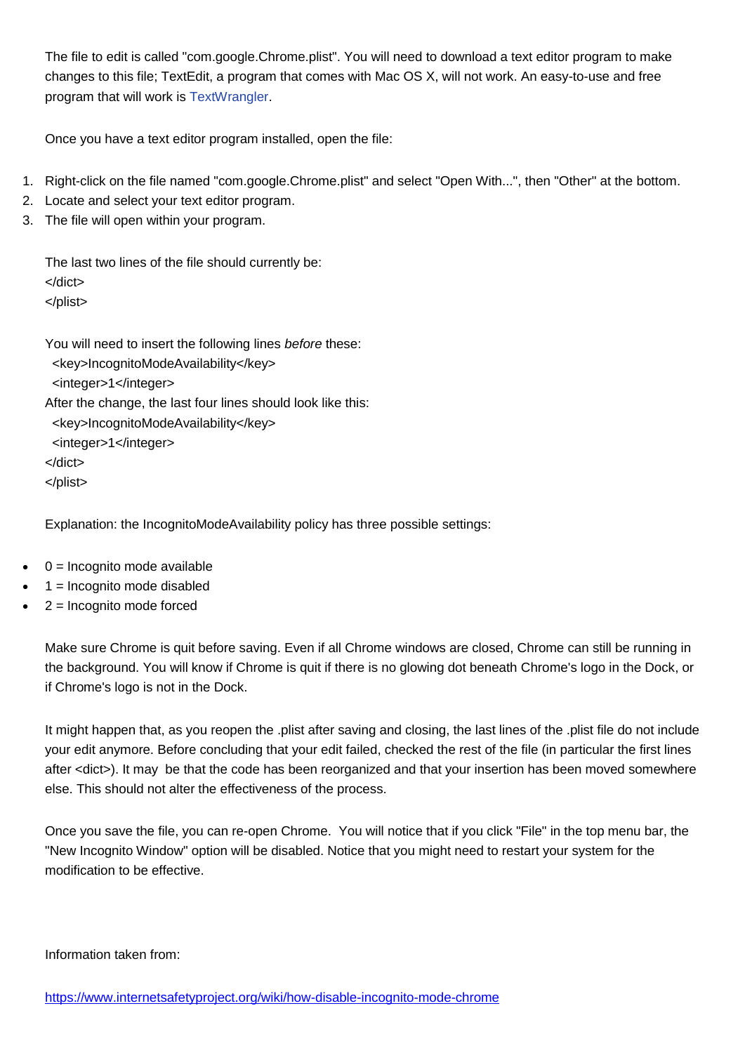The file to edit is called "com.google.Chrome.plist". You will need to download a text editor program to make changes to this file; TextEdit, a program that comes with Mac OS X, will not work. An easy-to-use and free program that will work is TextWrangler.

Once you have a text editor program installed, open the file:

1. Right-click on the file named "com.google.Chrome.plist" and select "Open With...", then "Other" at the bottom.
2. Locate and select your text editor program.
3. The file will open within your program.

The last two lines of the file should currently be:

```
</dict>
</plist>
```

You will need to insert the following lines *before* these:

```
  <key>IncognitoModeAvailability</key>
  <integer>1</integer>
```

After the change, the last four lines should look like this:

```
  <key>IncognitoModeAvailability</key>
  <integer>1</integer>
</dict>
</plist>
```

Explanation: the IncognitoModeAvailability policy has three possible settings:

- 0 = Incognito mode available
- 1 = Incognito mode disabled
- 2 = Incognito mode forced

Make sure Chrome is quit before saving. Even if all Chrome windows are closed, Chrome can still be running in the background. You will know if Chrome is quit if there is no glowing dot beneath Chrome's logo in the Dock, or if Chrome's logo is not in the Dock.

It might happen that, as you reopen the .plist after saving and closing, the last lines of the .plist file do not include your edit anymore. Before concluding that your edit failed, checked the rest of the file (in particular the first lines after <dict>). It may be that the code has been reorganized and that your insertion has been moved somewhere else. This should not alter the effectiveness of the process.

Once you save the file, you can re-open Chrome. You will notice that if you click "File" in the top menu bar, the "New Incognito Window" option will be disabled. Notice that you might need to restart your system for the modification to be effective.

Information taken from:

https://www.internetsafetyproject.org/wiki/how-disable-incognito-mode-chrome